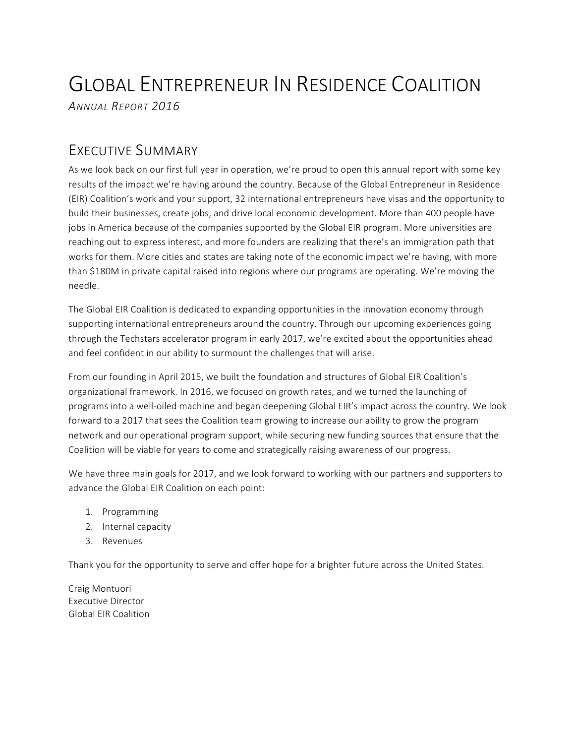# Global Entrepreneur In Residence Coalition

*Annual Report 2016*

## Executive Summary

As we look back on our first full year in operation, we're proud to open this annual report with some key results of the impact we're having around the country. Because of the Global Entrepreneur in Residence (EIR) Coalition's work and your support, 32 international entrepreneurs have visas and the opportunity to build their businesses, create jobs, and drive local economic development. More than 400 people have jobs in America because of the companies supported by the Global EIR program. More universities are reaching out to express interest, and more founders are realizing that there's an immigration path that works for them. More cities and states are taking note of the economic impact we're having, with more than $180M in private capital raised into regions where our programs are operating. We're moving the needle.

The Global EIR Coalition is dedicated to expanding opportunities in the innovation economy through supporting international entrepreneurs around the country. Through our upcoming experiences going through the Techstars accelerator program in early 2017, we're excited about the opportunities ahead and feel confident in our ability to surmount the challenges that will arise.

From our founding in April 2015, we built the foundation and structures of Global EIR Coalition's organizational framework. In 2016, we focused on growth rates, and we turned the launching of programs into a well-oiled machine and began deepening Global EIR's impact across the country. We look forward to a 2017 that sees the Coalition team growing to increase our ability to grow the program network and our operational program support, while securing new funding sources that ensure that the Coalition will be viable for years to come and strategically raising awareness of our progress.

We have three main goals for 2017, and we look forward to working with our partners and supporters to advance the Global EIR Coalition on each point:

1. Programming
2. Internal capacity
3. Revenues

Thank you for the opportunity to serve and offer hope for a brighter future across the United States.

Craig Montuori
Executive Director
Global EIR Coalition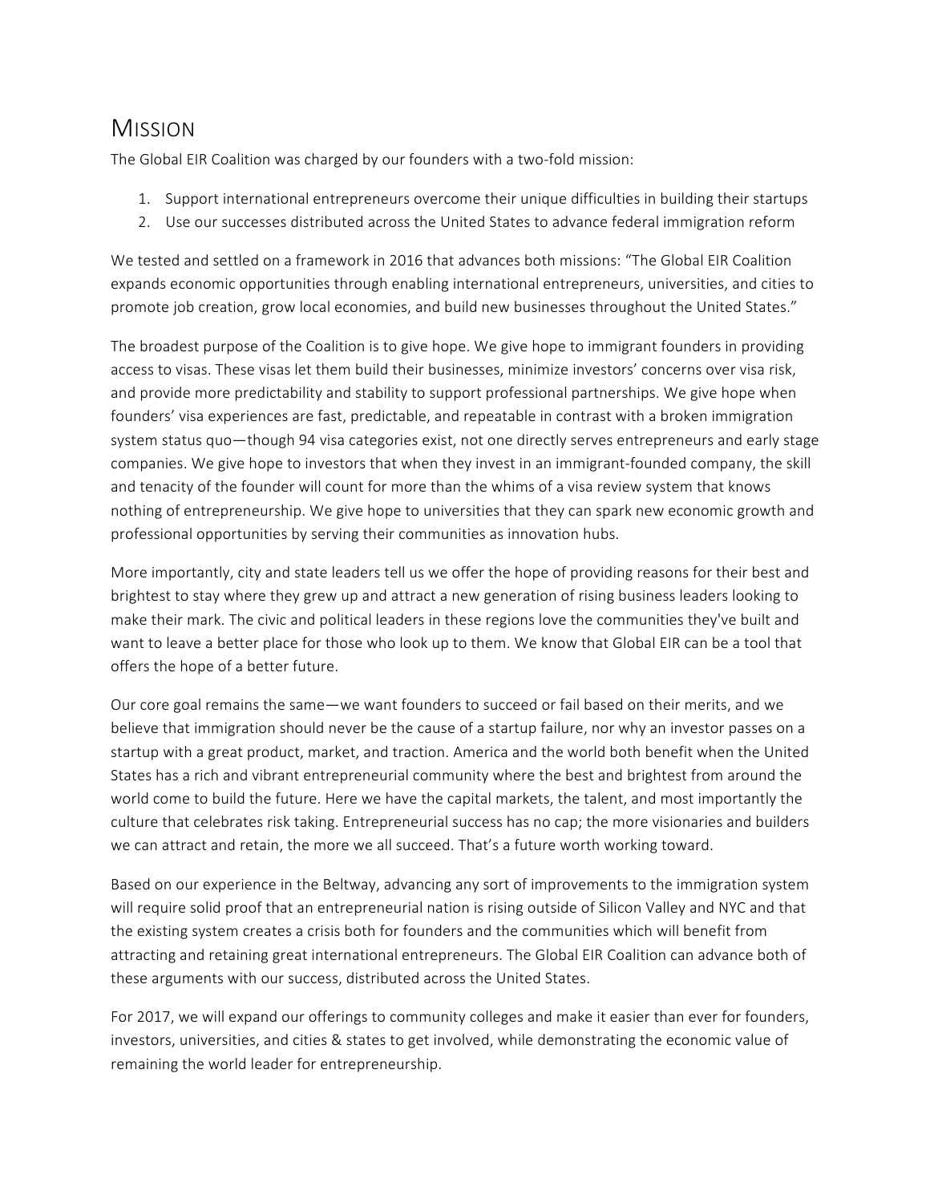# Mission

The Global EIR Coalition was charged by our founders with a two-fold mission:

1. Support international entrepreneurs overcome their unique difficulties in building their startups
2. Use our successes distributed across the United States to advance federal immigration reform

We tested and settled on a framework in 2016 that advances both missions: "The Global EIR Coalition expands economic opportunities through enabling international entrepreneurs, universities, and cities to promote job creation, grow local economies, and build new businesses throughout the United States."

The broadest purpose of the Coalition is to give hope. We give hope to immigrant founders in providing access to visas. These visas let them build their businesses, minimize investors' concerns over visa risk, and provide more predictability and stability to support professional partnerships. We give hope when founders' visa experiences are fast, predictable, and repeatable in contrast with a broken immigration system status quo—though 94 visa categories exist, not one directly serves entrepreneurs and early stage companies. We give hope to investors that when they invest in an immigrant-founded company, the skill and tenacity of the founder will count for more than the whims of a visa review system that knows nothing of entrepreneurship. We give hope to universities that they can spark new economic growth and professional opportunities by serving their communities as innovation hubs.

More importantly, city and state leaders tell us we offer the hope of providing reasons for their best and brightest to stay where they grew up and attract a new generation of rising business leaders looking to make their mark. The civic and political leaders in these regions love the communities they've built and want to leave a better place for those who look up to them. We know that Global EIR can be a tool that offers the hope of a better future.

Our core goal remains the same—we want founders to succeed or fail based on their merits, and we believe that immigration should never be the cause of a startup failure, nor why an investor passes on a startup with a great product, market, and traction. America and the world both benefit when the United States has a rich and vibrant entrepreneurial community where the best and brightest from around the world come to build the future. Here we have the capital markets, the talent, and most importantly the culture that celebrates risk taking. Entrepreneurial success has no cap; the more visionaries and builders we can attract and retain, the more we all succeed. That's a future worth working toward.

Based on our experience in the Beltway, advancing any sort of improvements to the immigration system will require solid proof that an entrepreneurial nation is rising outside of Silicon Valley and NYC and that the existing system creates a crisis both for founders and the communities which will benefit from attracting and retaining great international entrepreneurs. The Global EIR Coalition can advance both of these arguments with our success, distributed across the United States.

For 2017, we will expand our offerings to community colleges and make it easier than ever for founders, investors, universities, and cities & states to get involved, while demonstrating the economic value of remaining the world leader for entrepreneurship.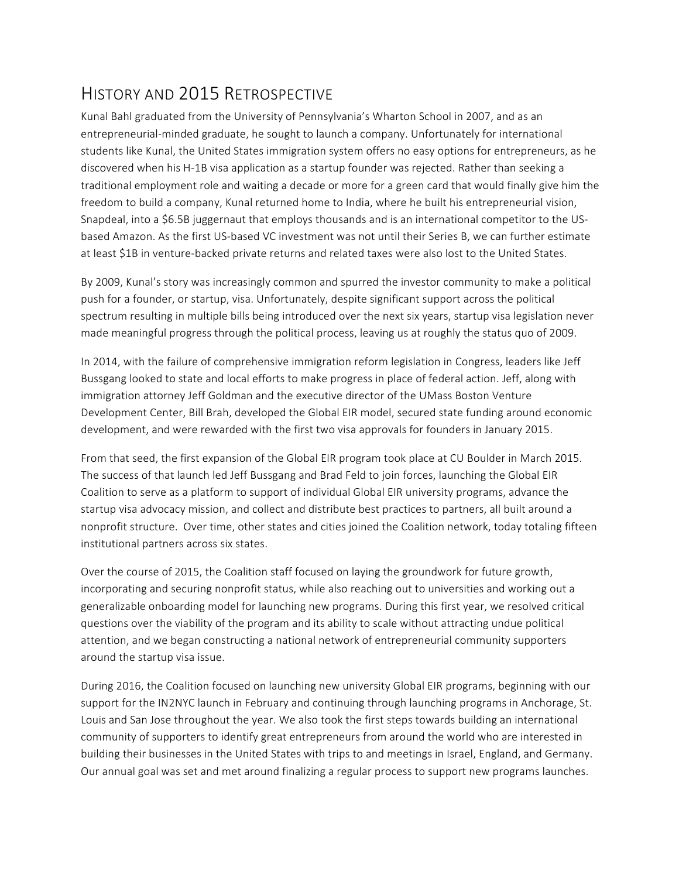## History and 2015 Retrospective

Kunal Bahl graduated from the University of Pennsylvania's Wharton School in 2007, and as an entrepreneurial-minded graduate, he sought to launch a company. Unfortunately for international students like Kunal, the United States immigration system offers no easy options for entrepreneurs, as he discovered when his H-1B visa application as a startup founder was rejected. Rather than seeking a traditional employment role and waiting a decade or more for a green card that would finally give him the freedom to build a company, Kunal returned home to India, where he built his entrepreneurial vision, Snapdeal, into a $6.5B juggernaut that employs thousands and is an international competitor to the US-based Amazon. As the first US-based VC investment was not until their Series B, we can further estimate at least $1B in venture-backed private returns and related taxes were also lost to the United States.

By 2009, Kunal's story was increasingly common and spurred the investor community to make a political push for a founder, or startup, visa. Unfortunately, despite significant support across the political spectrum resulting in multiple bills being introduced over the next six years, startup visa legislation never made meaningful progress through the political process, leaving us at roughly the status quo of 2009.

In 2014, with the failure of comprehensive immigration reform legislation in Congress, leaders like Jeff Bussgang looked to state and local efforts to make progress in place of federal action. Jeff, along with immigration attorney Jeff Goldman and the executive director of the UMass Boston Venture Development Center, Bill Brah, developed the Global EIR model, secured state funding around economic development, and were rewarded with the first two visa approvals for founders in January 2015.

From that seed, the first expansion of the Global EIR program took place at CU Boulder in March 2015. The success of that launch led Jeff Bussgang and Brad Feld to join forces, launching the Global EIR Coalition to serve as a platform to support of individual Global EIR university programs, advance the startup visa advocacy mission, and collect and distribute best practices to partners, all built around a nonprofit structure. Over time, other states and cities joined the Coalition network, today totaling fifteen institutional partners across six states.

Over the course of 2015, the Coalition staff focused on laying the groundwork for future growth, incorporating and securing nonprofit status, while also reaching out to universities and working out a generalizable onboarding model for launching new programs. During this first year, we resolved critical questions over the viability of the program and its ability to scale without attracting undue political attention, and we began constructing a national network of entrepreneurial community supporters around the startup visa issue.

During 2016, the Coalition focused on launching new university Global EIR programs, beginning with our support for the IN2NYC launch in February and continuing through launching programs in Anchorage, St. Louis and San Jose throughout the year. We also took the first steps towards building an international community of supporters to identify great entrepreneurs from around the world who are interested in building their businesses in the United States with trips to and meetings in Israel, England, and Germany. Our annual goal was set and met around finalizing a regular process to support new programs launches.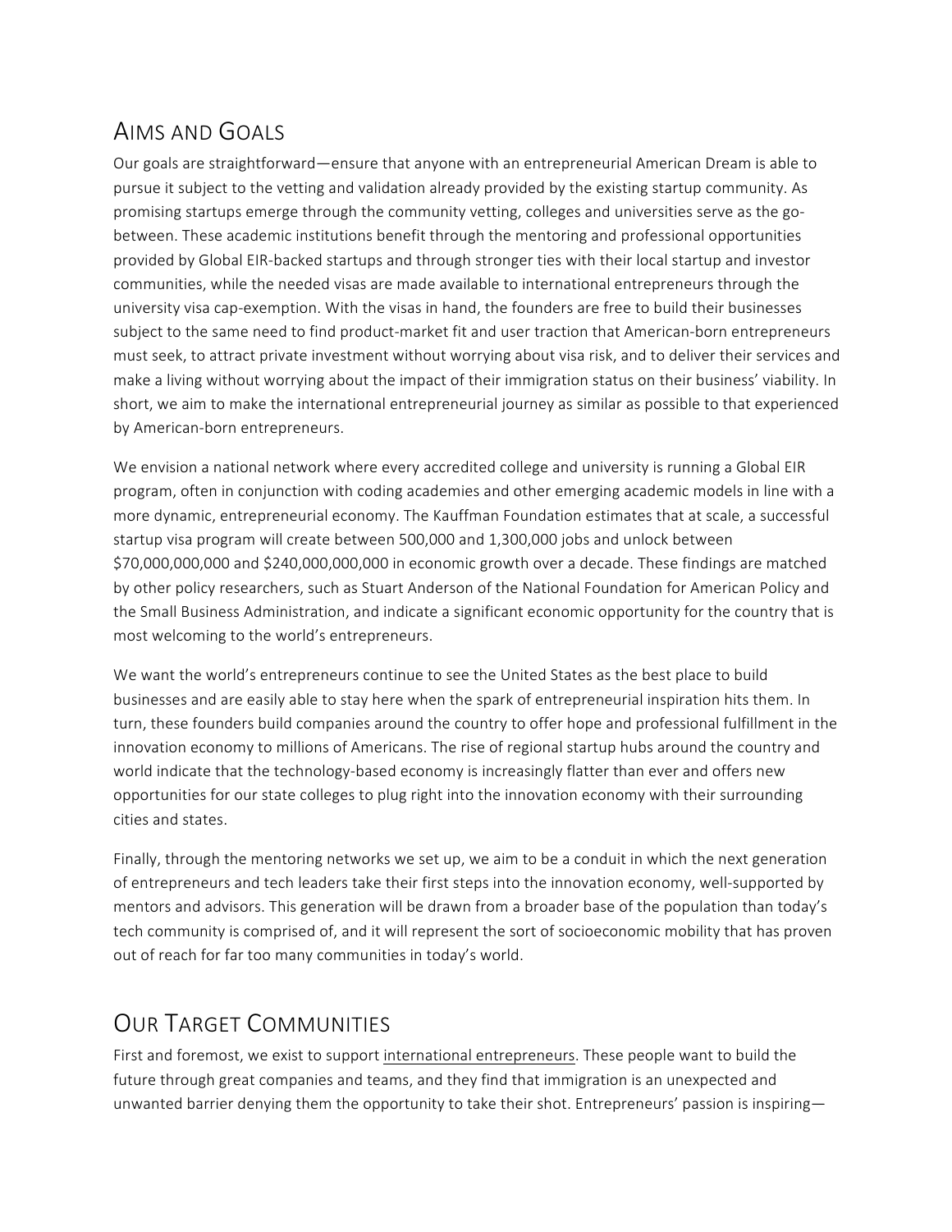## Aims and Goals

Our goals are straightforward—ensure that anyone with an entrepreneurial American Dream is able to pursue it subject to the vetting and validation already provided by the existing startup community. As promising startups emerge through the community vetting, colleges and universities serve as the go-between. These academic institutions benefit through the mentoring and professional opportunities provided by Global EIR-backed startups and through stronger ties with their local startup and investor communities, while the needed visas are made available to international entrepreneurs through the university visa cap-exemption. With the visas in hand, the founders are free to build their businesses subject to the same need to find product-market fit and user traction that American-born entrepreneurs must seek, to attract private investment without worrying about visa risk, and to deliver their services and make a living without worrying about the impact of their immigration status on their business' viability. In short, we aim to make the international entrepreneurial journey as similar as possible to that experienced by American-born entrepreneurs.

We envision a national network where every accredited college and university is running a Global EIR program, often in conjunction with coding academies and other emerging academic models in line with a more dynamic, entrepreneurial economy. The Kauffman Foundation estimates that at scale, a successful startup visa program will create between 500,000 and 1,300,000 jobs and unlock between $70,000,000,000 and $240,000,000,000 in economic growth over a decade. These findings are matched by other policy researchers, such as Stuart Anderson of the National Foundation for American Policy and the Small Business Administration, and indicate a significant economic opportunity for the country that is most welcoming to the world's entrepreneurs.

We want the world's entrepreneurs continue to see the United States as the best place to build businesses and are easily able to stay here when the spark of entrepreneurial inspiration hits them. In turn, these founders build companies around the country to offer hope and professional fulfillment in the innovation economy to millions of Americans. The rise of regional startup hubs around the country and world indicate that the technology-based economy is increasingly flatter than ever and offers new opportunities for our state colleges to plug right into the innovation economy with their surrounding cities and states.

Finally, through the mentoring networks we set up, we aim to be a conduit in which the next generation of entrepreneurs and tech leaders take their first steps into the innovation economy, well-supported by mentors and advisors. This generation will be drawn from a broader base of the population than today's tech community is comprised of, and it will represent the sort of socioeconomic mobility that has proven out of reach for far too many communities in today's world.

## Our Target Communities

First and foremost, we exist to support international entrepreneurs. These people want to build the future through great companies and teams, and they find that immigration is an unexpected and unwanted barrier denying them the opportunity to take their shot. Entrepreneurs' passion is inspiring—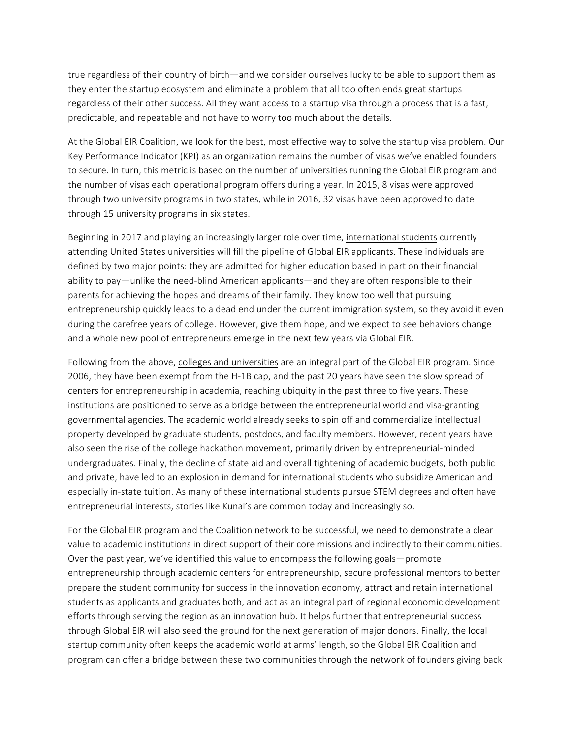true regardless of their country of birth—and we consider ourselves lucky to be able to support them as they enter the startup ecosystem and eliminate a problem that all too often ends great startups regardless of their other success. All they want access to a startup visa through a process that is a fast, predictable, and repeatable and not have to worry too much about the details.

At the Global EIR Coalition, we look for the best, most effective way to solve the startup visa problem. Our Key Performance Indicator (KPI) as an organization remains the number of visas we've enabled founders to secure. In turn, this metric is based on the number of universities running the Global EIR program and the number of visas each operational program offers during a year. In 2015, 8 visas were approved through two university programs in two states, while in 2016, 32 visas have been approved to date through 15 university programs in six states.

Beginning in 2017 and playing an increasingly larger role over time, international students currently attending United States universities will fill the pipeline of Global EIR applicants. These individuals are defined by two major points: they are admitted for higher education based in part on their financial ability to pay—unlike the need-blind American applicants—and they are often responsible to their parents for achieving the hopes and dreams of their family. They know too well that pursuing entrepreneurship quickly leads to a dead end under the current immigration system, so they avoid it even during the carefree years of college. However, give them hope, and we expect to see behaviors change and a whole new pool of entrepreneurs emerge in the next few years via Global EIR.

Following from the above, colleges and universities are an integral part of the Global EIR program. Since 2006, they have been exempt from the H-1B cap, and the past 20 years have seen the slow spread of centers for entrepreneurship in academia, reaching ubiquity in the past three to five years. These institutions are positioned to serve as a bridge between the entrepreneurial world and visa-granting governmental agencies. The academic world already seeks to spin off and commercialize intellectual property developed by graduate students, postdocs, and faculty members. However, recent years have also seen the rise of the college hackathon movement, primarily driven by entrepreneurial-minded undergraduates. Finally, the decline of state aid and overall tightening of academic budgets, both public and private, have led to an explosion in demand for international students who subsidize American and especially in-state tuition. As many of these international students pursue STEM degrees and often have entrepreneurial interests, stories like Kunal's are common today and increasingly so.

For the Global EIR program and the Coalition network to be successful, we need to demonstrate a clear value to academic institutions in direct support of their core missions and indirectly to their communities. Over the past year, we've identified this value to encompass the following goals—promote entrepreneurship through academic centers for entrepreneurship, secure professional mentors to better prepare the student community for success in the innovation economy, attract and retain international students as applicants and graduates both, and act as an integral part of regional economic development efforts through serving the region as an innovation hub. It helps further that entrepreneurial success through Global EIR will also seed the ground for the next generation of major donors. Finally, the local startup community often keeps the academic world at arms' length, so the Global EIR Coalition and program can offer a bridge between these two communities through the network of founders giving back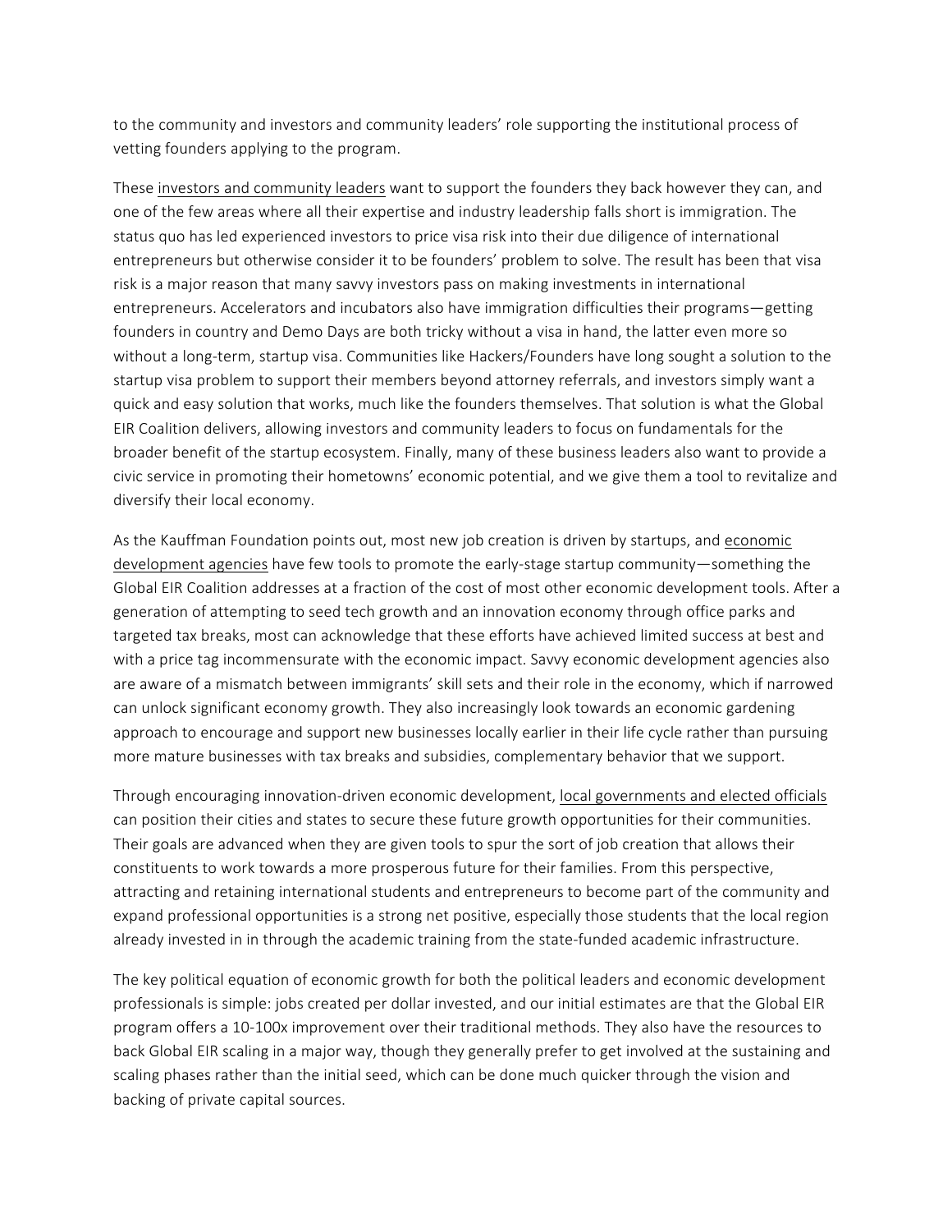to the community and investors and community leaders' role supporting the institutional process of vetting founders applying to the program.

These <u>investors and community leaders</u> want to support the founders they back however they can, and one of the few areas where all their expertise and industry leadership falls short is immigration. The status quo has led experienced investors to price visa risk into their due diligence of international entrepreneurs but otherwise consider it to be founders' problem to solve. The result has been that visa risk is a major reason that many savvy investors pass on making investments in international entrepreneurs. Accelerators and incubators also have immigration difficulties their programs—getting founders in country and Demo Days are both tricky without a visa in hand, the latter even more so without a long-term, startup visa. Communities like Hackers/Founders have long sought a solution to the startup visa problem to support their members beyond attorney referrals, and investors simply want a quick and easy solution that works, much like the founders themselves. That solution is what the Global EIR Coalition delivers, allowing investors and community leaders to focus on fundamentals for the broader benefit of the startup ecosystem. Finally, many of these business leaders also want to provide a civic service in promoting their hometowns' economic potential, and we give them a tool to revitalize and diversify their local economy.

As the Kauffman Foundation points out, most new job creation is driven by startups, and <u>economic development agencies</u> have few tools to promote the early-stage startup community—something the Global EIR Coalition addresses at a fraction of the cost of most other economic development tools. After a generation of attempting to seed tech growth and an innovation economy through office parks and targeted tax breaks, most can acknowledge that these efforts have achieved limited success at best and with a price tag incommensurate with the economic impact. Savvy economic development agencies also are aware of a mismatch between immigrants' skill sets and their role in the economy, which if narrowed can unlock significant economy growth. They also increasingly look towards an economic gardening approach to encourage and support new businesses locally earlier in their life cycle rather than pursuing more mature businesses with tax breaks and subsidies, complementary behavior that we support.

Through encouraging innovation-driven economic development, <u>local governments and elected officials</u> can position their cities and states to secure these future growth opportunities for their communities. Their goals are advanced when they are given tools to spur the sort of job creation that allows their constituents to work towards a more prosperous future for their families. From this perspective, attracting and retaining international students and entrepreneurs to become part of the community and expand professional opportunities is a strong net positive, especially those students that the local region already invested in in through the academic training from the state-funded academic infrastructure.

The key political equation of economic growth for both the political leaders and economic development professionals is simple: jobs created per dollar invested, and our initial estimates are that the Global EIR program offers a 10-100x improvement over their traditional methods. They also have the resources to back Global EIR scaling in a major way, though they generally prefer to get involved at the sustaining and scaling phases rather than the initial seed, which can be done much quicker through the vision and backing of private capital sources.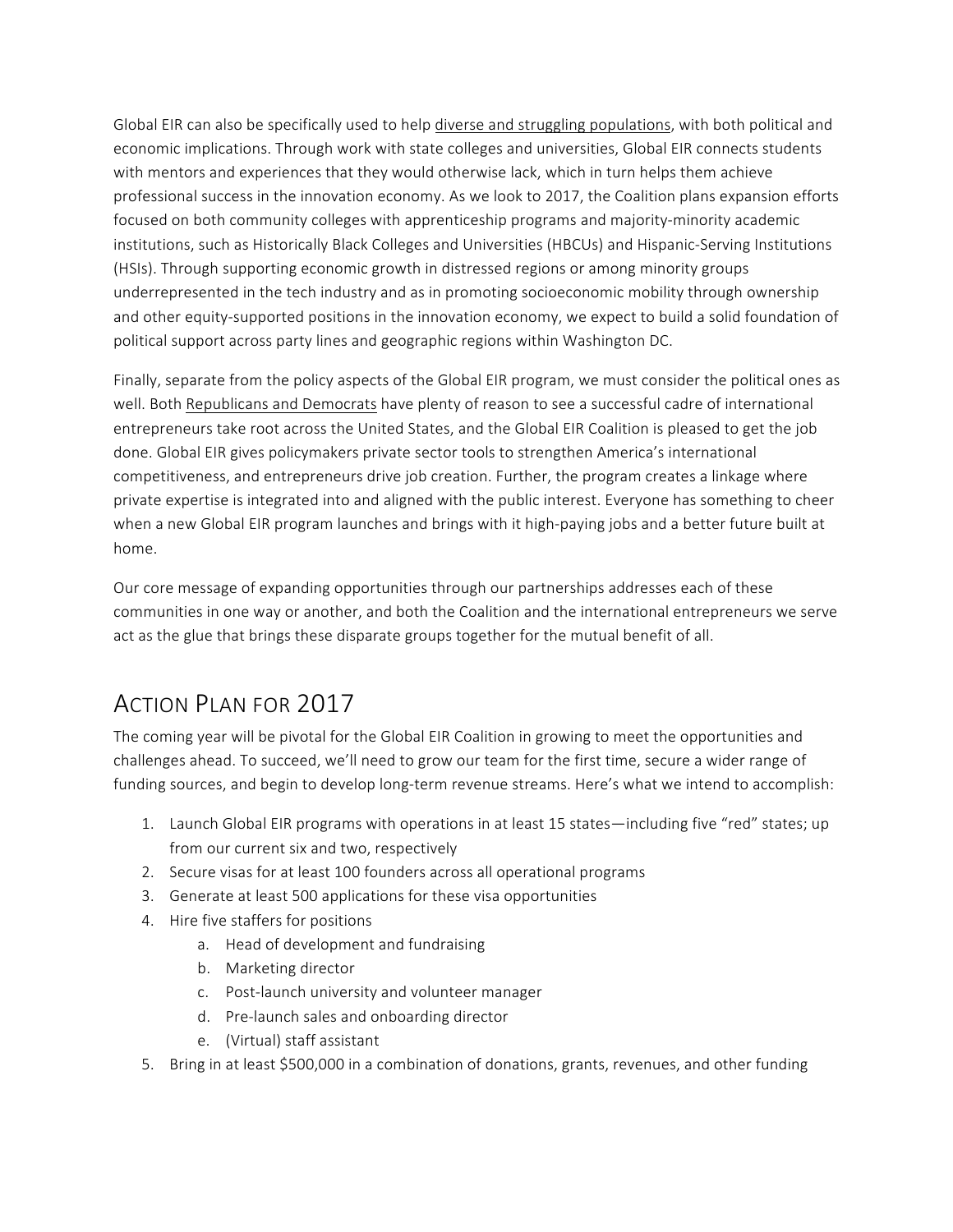Global EIR can also be specifically used to help diverse and struggling populations, with both political and economic implications. Through work with state colleges and universities, Global EIR connects students with mentors and experiences that they would otherwise lack, which in turn helps them achieve professional success in the innovation economy. As we look to 2017, the Coalition plans expansion efforts focused on both community colleges with apprenticeship programs and majority-minority academic institutions, such as Historically Black Colleges and Universities (HBCUs) and Hispanic-Serving Institutions (HSIs). Through supporting economic growth in distressed regions or among minority groups underrepresented in the tech industry and as in promoting socioeconomic mobility through ownership and other equity-supported positions in the innovation economy, we expect to build a solid foundation of political support across party lines and geographic regions within Washington DC.

Finally, separate from the policy aspects of the Global EIR program, we must consider the political ones as well. Both Republicans and Democrats have plenty of reason to see a successful cadre of international entrepreneurs take root across the United States, and the Global EIR Coalition is pleased to get the job done. Global EIR gives policymakers private sector tools to strengthen America's international competitiveness, and entrepreneurs drive job creation. Further, the program creates a linkage where private expertise is integrated into and aligned with the public interest. Everyone has something to cheer when a new Global EIR program launches and brings with it high-paying jobs and a better future built at home.

Our core message of expanding opportunities through our partnerships addresses each of these communities in one way or another, and both the Coalition and the international entrepreneurs we serve act as the glue that brings these disparate groups together for the mutual benefit of all.

## Action Plan for 2017

The coming year will be pivotal for the Global EIR Coalition in growing to meet the opportunities and challenges ahead. To succeed, we'll need to grow our team for the first time, secure a wider range of funding sources, and begin to develop long-term revenue streams. Here's what we intend to accomplish:

1. Launch Global EIR programs with operations in at least 15 states—including five "red" states; up from our current six and two, respectively
2. Secure visas for at least 100 founders across all operational programs
3. Generate at least 500 applications for these visa opportunities
4. Hire five staffers for positions
    a. Head of development and fundraising
    b. Marketing director
    c. Post-launch university and volunteer manager
    d. Pre-launch sales and onboarding director
    e. (Virtual) staff assistant
5. Bring in at least $500,000 in a combination of donations, grants, revenues, and other funding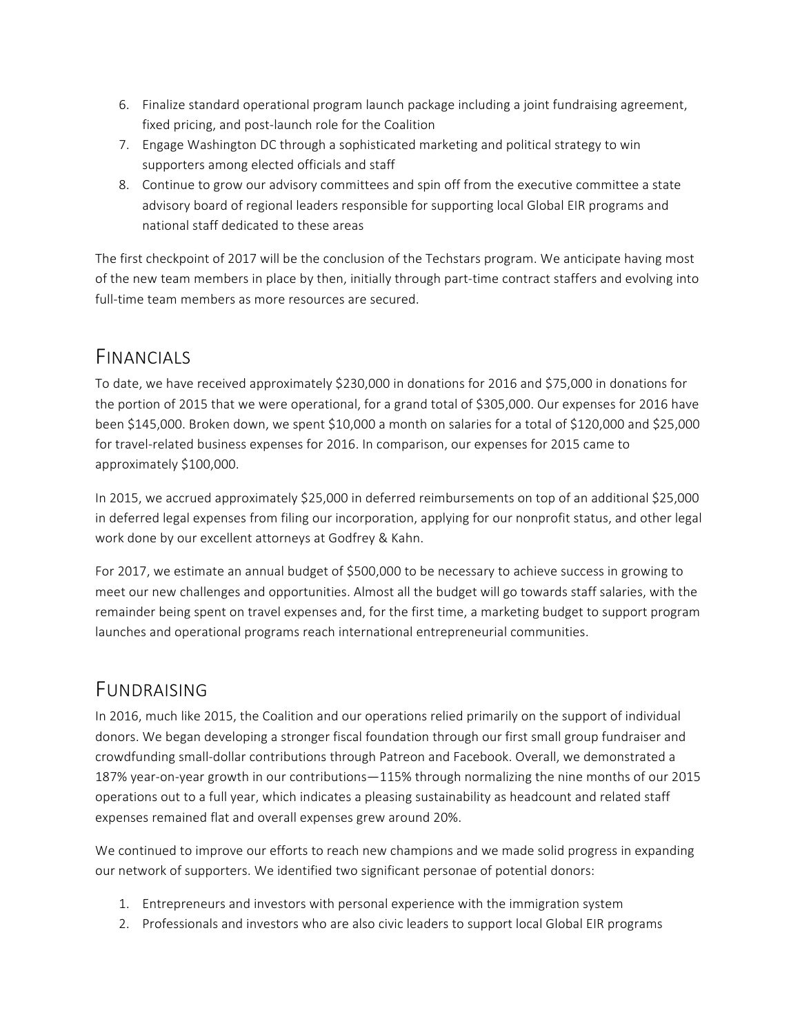6. Finalize standard operational program launch package including a joint fundraising agreement, fixed pricing, and post-launch role for the Coalition
7. Engage Washington DC through a sophisticated marketing and political strategy to win supporters among elected officials and staff
8. Continue to grow our advisory committees and spin off from the executive committee a state advisory board of regional leaders responsible for supporting local Global EIR programs and national staff dedicated to these areas

The first checkpoint of 2017 will be the conclusion of the Techstars program. We anticipate having most of the new team members in place by then, initially through part-time contract staffers and evolving into full-time team members as more resources are secured.

## Financials

To date, we have received approximately $230,000 in donations for 2016 and $75,000 in donations for the portion of 2015 that we were operational, for a grand total of $305,000. Our expenses for 2016 have been $145,000. Broken down, we spent $10,000 a month on salaries for a total of $120,000 and $25,000 for travel-related business expenses for 2016. In comparison, our expenses for 2015 came to approximately $100,000.

In 2015, we accrued approximately $25,000 in deferred reimbursements on top of an additional $25,000 in deferred legal expenses from filing our incorporation, applying for our nonprofit status, and other legal work done by our excellent attorneys at Godfrey & Kahn.

For 2017, we estimate an annual budget of $500,000 to be necessary to achieve success in growing to meet our new challenges and opportunities. Almost all the budget will go towards staff salaries, with the remainder being spent on travel expenses and, for the first time, a marketing budget to support program launches and operational programs reach international entrepreneurial communities.

## Fundraising

In 2016, much like 2015, the Coalition and our operations relied primarily on the support of individual donors. We began developing a stronger fiscal foundation through our first small group fundraiser and crowdfunding small-dollar contributions through Patreon and Facebook. Overall, we demonstrated a 187% year-on-year growth in our contributions—115% through normalizing the nine months of our 2015 operations out to a full year, which indicates a pleasing sustainability as headcount and related staff expenses remained flat and overall expenses grew around 20%.

We continued to improve our efforts to reach new champions and we made solid progress in expanding our network of supporters. We identified two significant personae of potential donors:

1. Entrepreneurs and investors with personal experience with the immigration system
2. Professionals and investors who are also civic leaders to support local Global EIR programs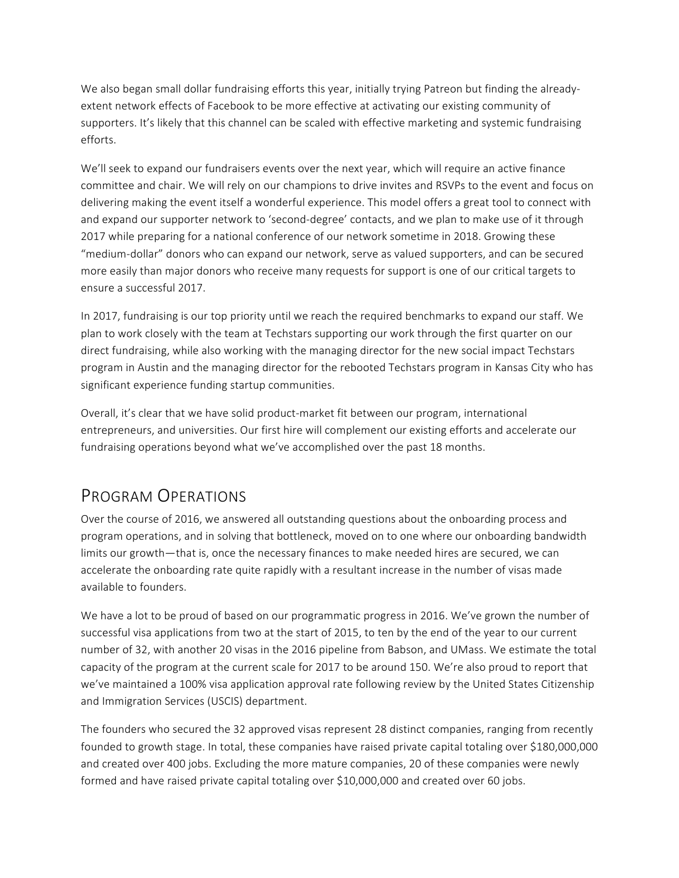We also began small dollar fundraising efforts this year, initially trying Patreon but finding the already-extent network effects of Facebook to be more effective at activating our existing community of supporters. It's likely that this channel can be scaled with effective marketing and systemic fundraising efforts.

We'll seek to expand our fundraisers events over the next year, which will require an active finance committee and chair. We will rely on our champions to drive invites and RSVPs to the event and focus on delivering making the event itself a wonderful experience. This model offers a great tool to connect with and expand our supporter network to 'second-degree' contacts, and we plan to make use of it through 2017 while preparing for a national conference of our network sometime in 2018. Growing these "medium-dollar" donors who can expand our network, serve as valued supporters, and can be secured more easily than major donors who receive many requests for support is one of our critical targets to ensure a successful 2017.

In 2017, fundraising is our top priority until we reach the required benchmarks to expand our staff. We plan to work closely with the team at Techstars supporting our work through the first quarter on our direct fundraising, while also working with the managing director for the new social impact Techstars program in Austin and the managing director for the rebooted Techstars program in Kansas City who has significant experience funding startup communities.

Overall, it's clear that we have solid product-market fit between our program, international entrepreneurs, and universities. Our first hire will complement our existing efforts and accelerate our fundraising operations beyond what we've accomplished over the past 18 months.

## Program Operations

Over the course of 2016, we answered all outstanding questions about the onboarding process and program operations, and in solving that bottleneck, moved on to one where our onboarding bandwidth limits our growth—that is, once the necessary finances to make needed hires are secured, we can accelerate the onboarding rate quite rapidly with a resultant increase in the number of visas made available to founders.

We have a lot to be proud of based on our programmatic progress in 2016. We've grown the number of successful visa applications from two at the start of 2015, to ten by the end of the year to our current number of 32, with another 20 visas in the 2016 pipeline from Babson, and UMass. We estimate the total capacity of the program at the current scale for 2017 to be around 150. We're also proud to report that we've maintained a 100% visa application approval rate following review by the United States Citizenship and Immigration Services (USCIS) department.

The founders who secured the 32 approved visas represent 28 distinct companies, ranging from recently founded to growth stage. In total, these companies have raised private capital totaling over $180,000,000 and created over 400 jobs. Excluding the more mature companies, 20 of these companies were newly formed and have raised private capital totaling over $10,000,000 and created over 60 jobs.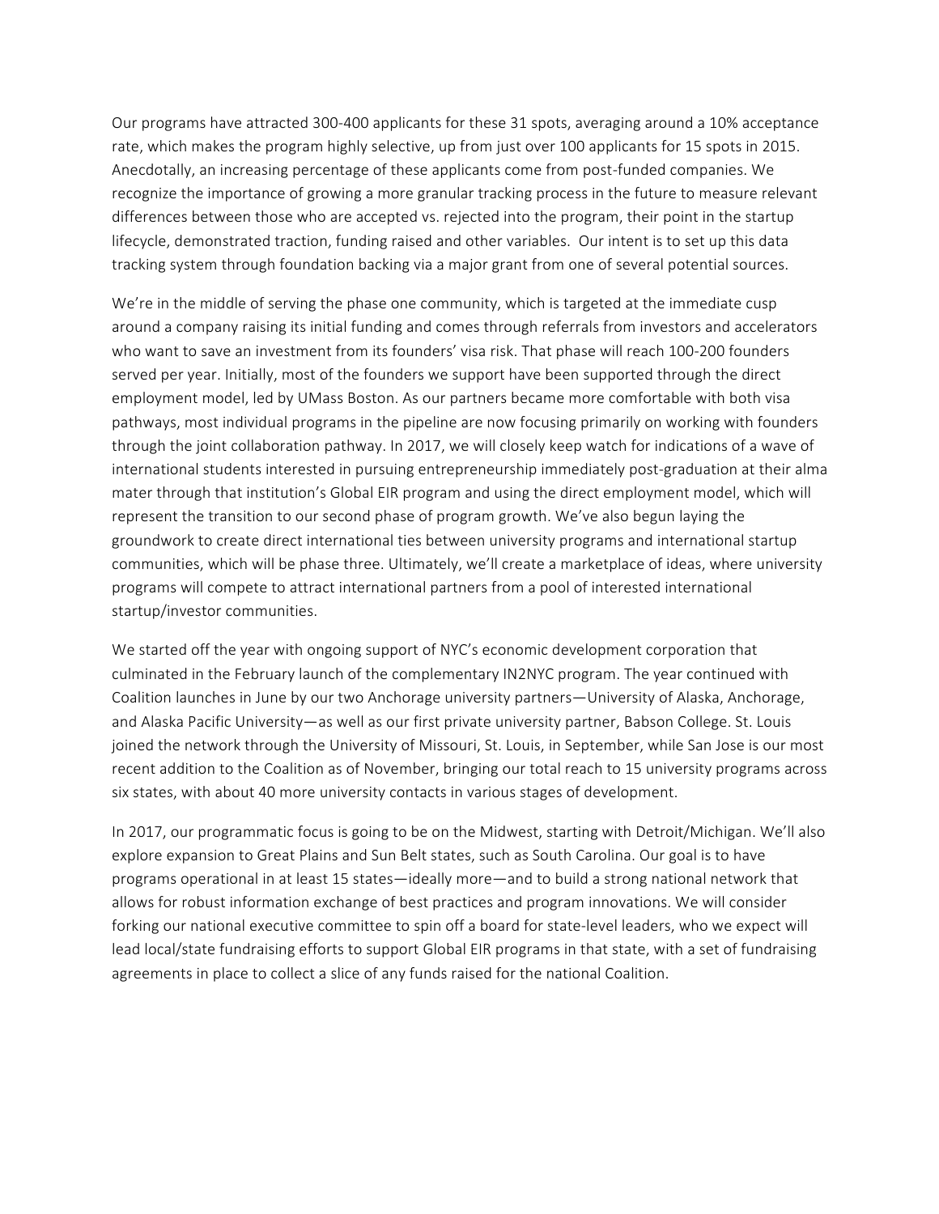Our programs have attracted 300-400 applicants for these 31 spots, averaging around a 10% acceptance rate, which makes the program highly selective, up from just over 100 applicants for 15 spots in 2015. Anecdotally, an increasing percentage of these applicants come from post-funded companies. We recognize the importance of growing a more granular tracking process in the future to measure relevant differences between those who are accepted vs. rejected into the program, their point in the startup lifecycle, demonstrated traction, funding raised and other variables. Our intent is to set up this data tracking system through foundation backing via a major grant from one of several potential sources.

We're in the middle of serving the phase one community, which is targeted at the immediate cusp around a company raising its initial funding and comes through referrals from investors and accelerators who want to save an investment from its founders' visa risk. That phase will reach 100-200 founders served per year. Initially, most of the founders we support have been supported through the direct employment model, led by UMass Boston. As our partners became more comfortable with both visa pathways, most individual programs in the pipeline are now focusing primarily on working with founders through the joint collaboration pathway. In 2017, we will closely keep watch for indications of a wave of international students interested in pursuing entrepreneurship immediately post-graduation at their alma mater through that institution's Global EIR program and using the direct employment model, which will represent the transition to our second phase of program growth. We've also begun laying the groundwork to create direct international ties between university programs and international startup communities, which will be phase three. Ultimately, we'll create a marketplace of ideas, where university programs will compete to attract international partners from a pool of interested international startup/investor communities.

We started off the year with ongoing support of NYC's economic development corporation that culminated in the February launch of the complementary IN2NYC program. The year continued with Coalition launches in June by our two Anchorage university partners—University of Alaska, Anchorage, and Alaska Pacific University—as well as our first private university partner, Babson College. St. Louis joined the network through the University of Missouri, St. Louis, in September, while San Jose is our most recent addition to the Coalition as of November, bringing our total reach to 15 university programs across six states, with about 40 more university contacts in various stages of development.

In 2017, our programmatic focus is going to be on the Midwest, starting with Detroit/Michigan. We'll also explore expansion to Great Plains and Sun Belt states, such as South Carolina. Our goal is to have programs operational in at least 15 states—ideally more—and to build a strong national network that allows for robust information exchange of best practices and program innovations. We will consider forking our national executive committee to spin off a board for state-level leaders, who we expect will lead local/state fundraising efforts to support Global EIR programs in that state, with a set of fundraising agreements in place to collect a slice of any funds raised for the national Coalition.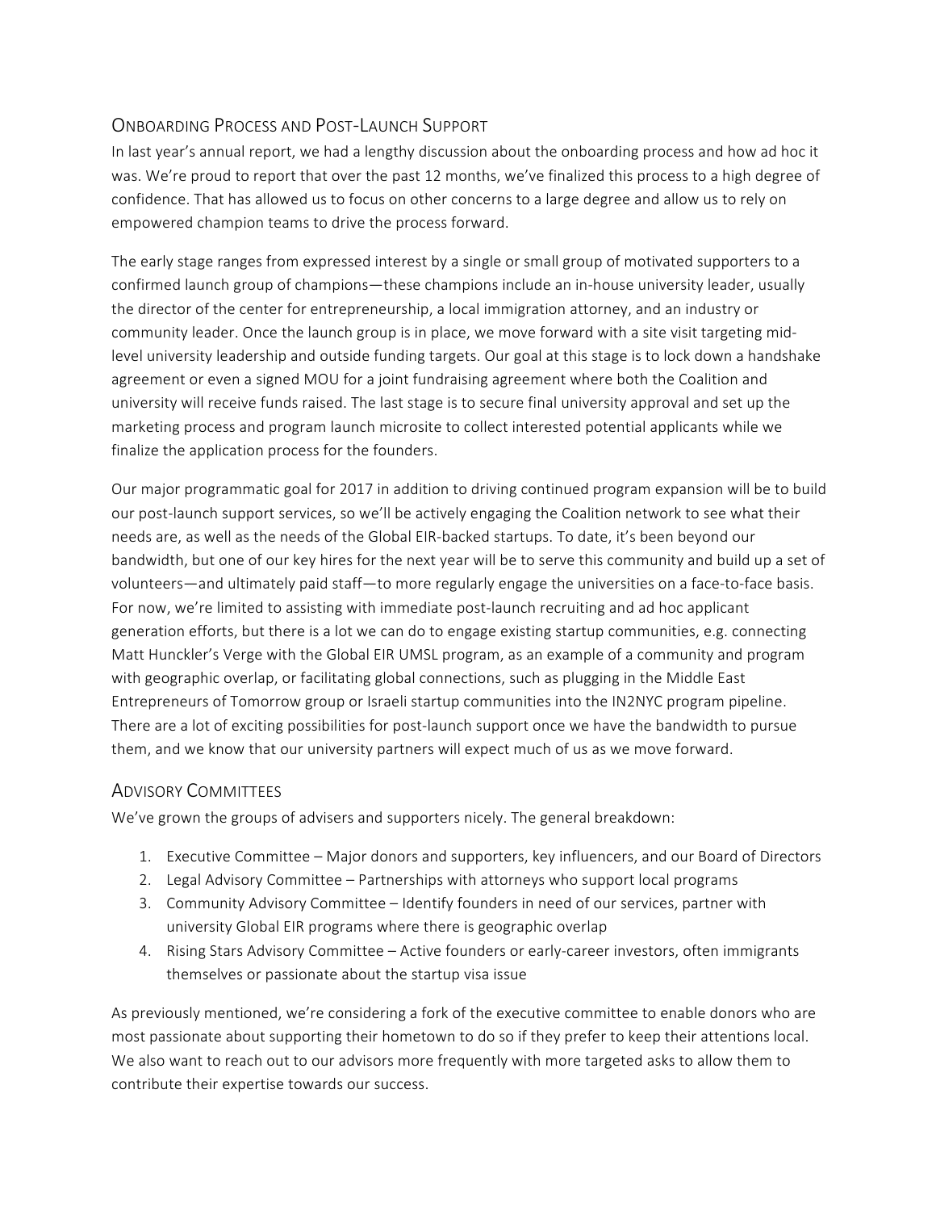## Onboarding Process and Post-Launch Support

In last year's annual report, we had a lengthy discussion about the onboarding process and how ad hoc it was. We're proud to report that over the past 12 months, we've finalized this process to a high degree of confidence. That has allowed us to focus on other concerns to a large degree and allow us to rely on empowered champion teams to drive the process forward.

The early stage ranges from expressed interest by a single or small group of motivated supporters to a confirmed launch group of champions—these champions include an in-house university leader, usually the director of the center for entrepreneurship, a local immigration attorney, and an industry or community leader. Once the launch group is in place, we move forward with a site visit targeting mid-level university leadership and outside funding targets. Our goal at this stage is to lock down a handshake agreement or even a signed MOU for a joint fundraising agreement where both the Coalition and university will receive funds raised. The last stage is to secure final university approval and set up the marketing process and program launch microsite to collect interested potential applicants while we finalize the application process for the founders.

Our major programmatic goal for 2017 in addition to driving continued program expansion will be to build our post-launch support services, so we'll be actively engaging the Coalition network to see what their needs are, as well as the needs of the Global EIR-backed startups. To date, it's been beyond our bandwidth, but one of our key hires for the next year will be to serve this community and build up a set of volunteers—and ultimately paid staff—to more regularly engage the universities on a face-to-face basis. For now, we're limited to assisting with immediate post-launch recruiting and ad hoc applicant generation efforts, but there is a lot we can do to engage existing startup communities, e.g. connecting Matt Hunckler's Verge with the Global EIR UMSL program, as an example of a community and program with geographic overlap, or facilitating global connections, such as plugging in the Middle East Entrepreneurs of Tomorrow group or Israeli startup communities into the IN2NYC program pipeline. There are a lot of exciting possibilities for post-launch support once we have the bandwidth to pursue them, and we know that our university partners will expect much of us as we move forward.

## Advisory Committees

We've grown the groups of advisers and supporters nicely. The general breakdown:

1. Executive Committee – Major donors and supporters, key influencers, and our Board of Directors
2. Legal Advisory Committee – Partnerships with attorneys who support local programs
3. Community Advisory Committee – Identify founders in need of our services, partner with university Global EIR programs where there is geographic overlap
4. Rising Stars Advisory Committee – Active founders or early-career investors, often immigrants themselves or passionate about the startup visa issue

As previously mentioned, we're considering a fork of the executive committee to enable donors who are most passionate about supporting their hometown to do so if they prefer to keep their attentions local. We also want to reach out to our advisors more frequently with more targeted asks to allow them to contribute their expertise towards our success.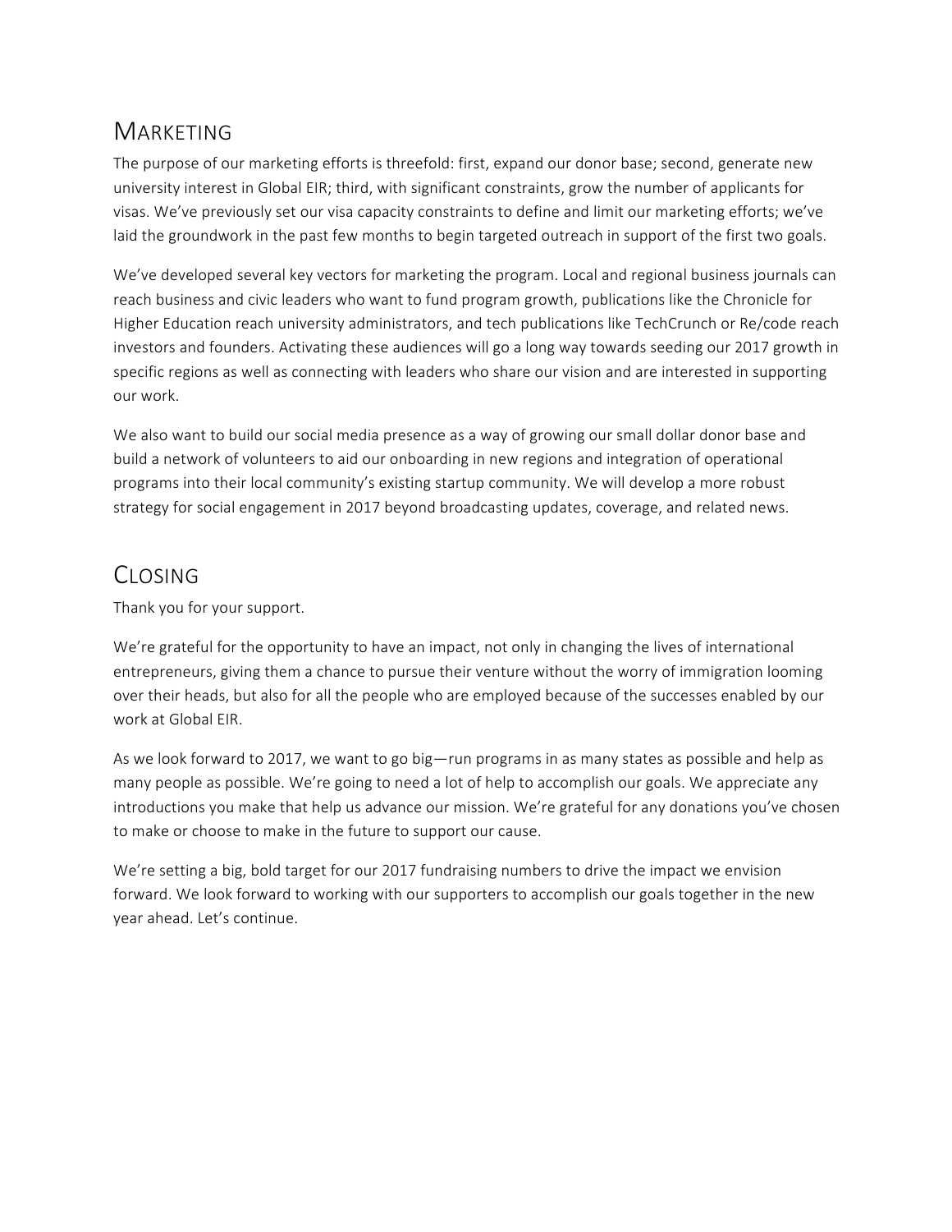## Marketing

The purpose of our marketing efforts is threefold: first, expand our donor base; second, generate new university interest in Global EIR; third, with significant constraints, grow the number of applicants for visas. We've previously set our visa capacity constraints to define and limit our marketing efforts; we've laid the groundwork in the past few months to begin targeted outreach in support of the first two goals.

We've developed several key vectors for marketing the program. Local and regional business journals can reach business and civic leaders who want to fund program growth, publications like the Chronicle for Higher Education reach university administrators, and tech publications like TechCrunch or Re/code reach investors and founders. Activating these audiences will go a long way towards seeding our 2017 growth in specific regions as well as connecting with leaders who share our vision and are interested in supporting our work.

We also want to build our social media presence as a way of growing our small dollar donor base and build a network of volunteers to aid our onboarding in new regions and integration of operational programs into their local community's existing startup community. We will develop a more robust strategy for social engagement in 2017 beyond broadcasting updates, coverage, and related news.

## Closing

Thank you for your support.

We're grateful for the opportunity to have an impact, not only in changing the lives of international entrepreneurs, giving them a chance to pursue their venture without the worry of immigration looming over their heads, but also for all the people who are employed because of the successes enabled by our work at Global EIR.

As we look forward to 2017, we want to go big—run programs in as many states as possible and help as many people as possible. We're going to need a lot of help to accomplish our goals. We appreciate any introductions you make that help us advance our mission. We're grateful for any donations you've chosen to make or choose to make in the future to support our cause.

We're setting a big, bold target for our 2017 fundraising numbers to drive the impact we envision forward. We look forward to working with our supporters to accomplish our goals together in the new year ahead. Let's continue.